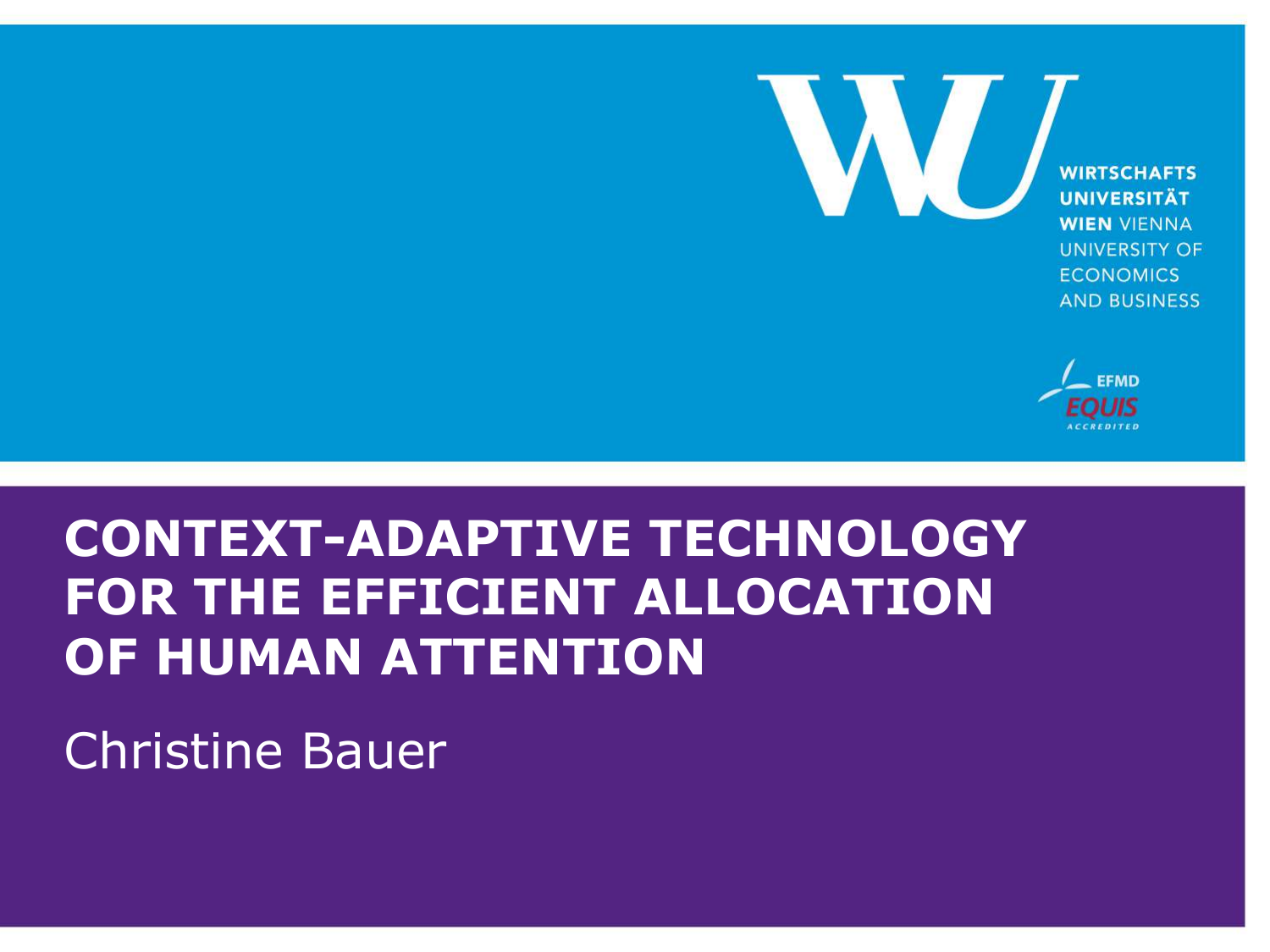WIRTSCHAFTS UNIVERSITÄT WIEN VIENNA UNIVERSITY OF ECONOMICS AND BUSINESS

EFMD EQUIS ACCREDITED

# CONTEXT-ADAPTIVE TECHNOLOGY FOR THE EFFICIENT ALLOCATION OF HUMAN ATTENTION

Christine Bauer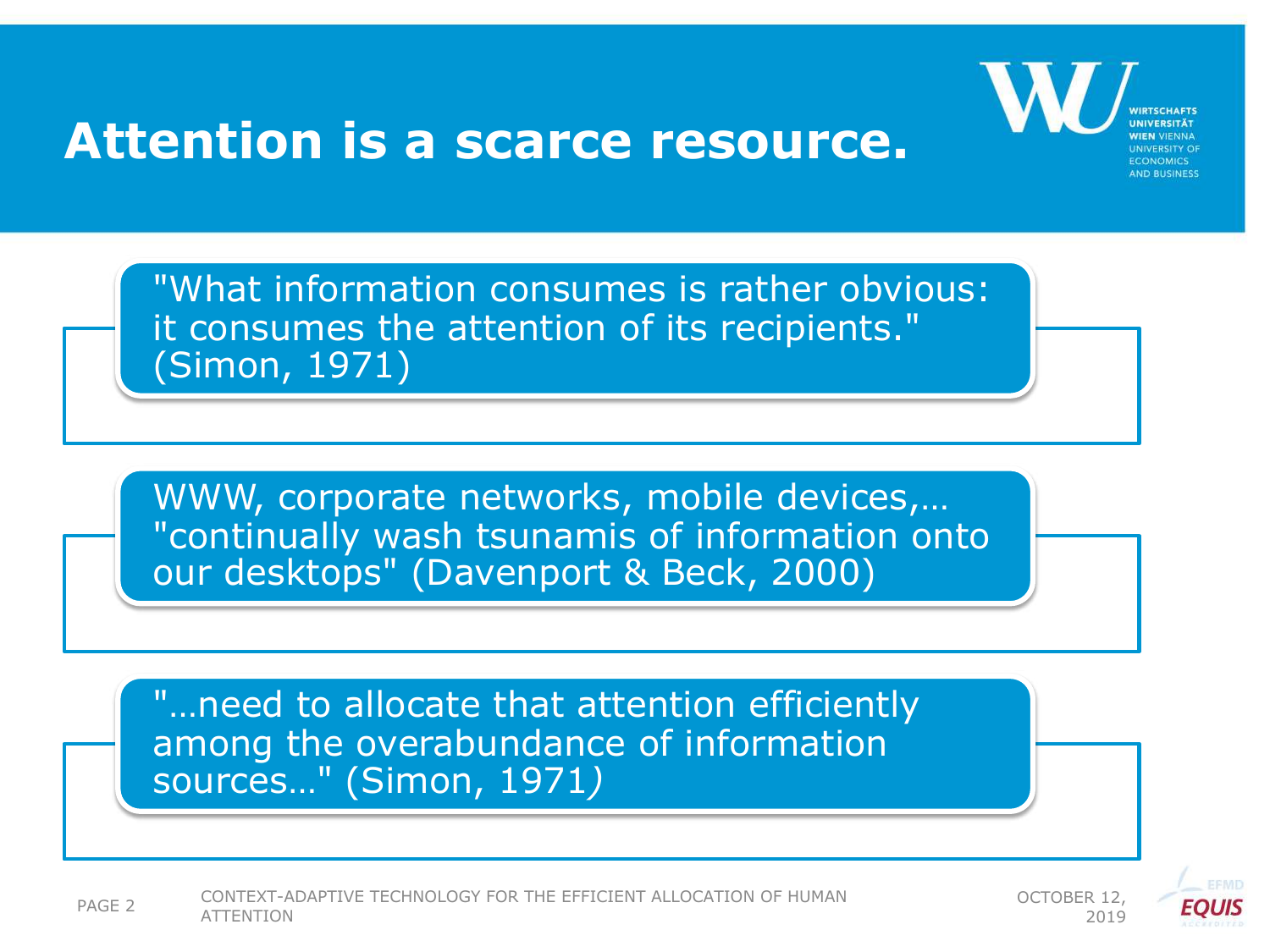# Attention is a scarce resource.

"What information consumes is rather obvious: it consumes the attention of its recipients." (Simon, 1971)

WWW, corporate networks, mobile devices,… "continually wash tsunamis of information onto our desktops" (Davenport & Beck, 2000)

"…need to allocate that attention efficiently among the overabundance of information sources…" (Simon, 1971)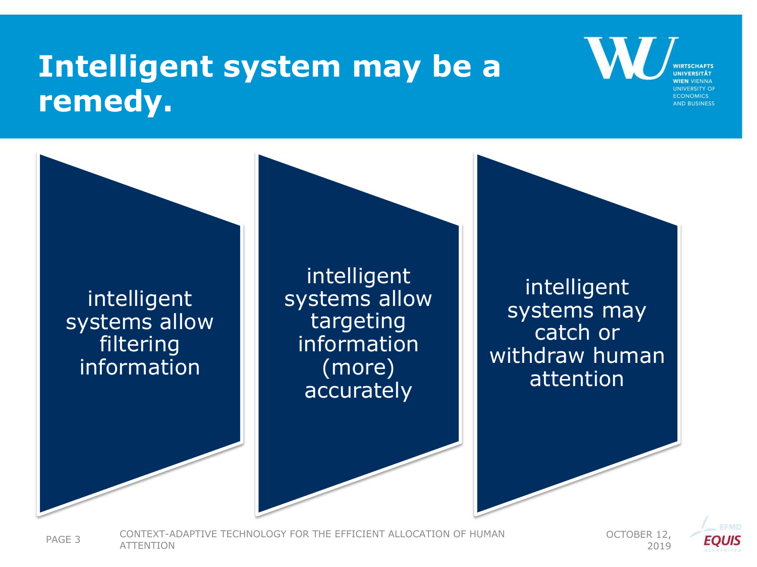# Intelligent system may be a remedy.

- intelligent systems allow filtering information
- intelligent systems allow targeting information (more) accurately
- intelligent systems may catch or withdraw human attention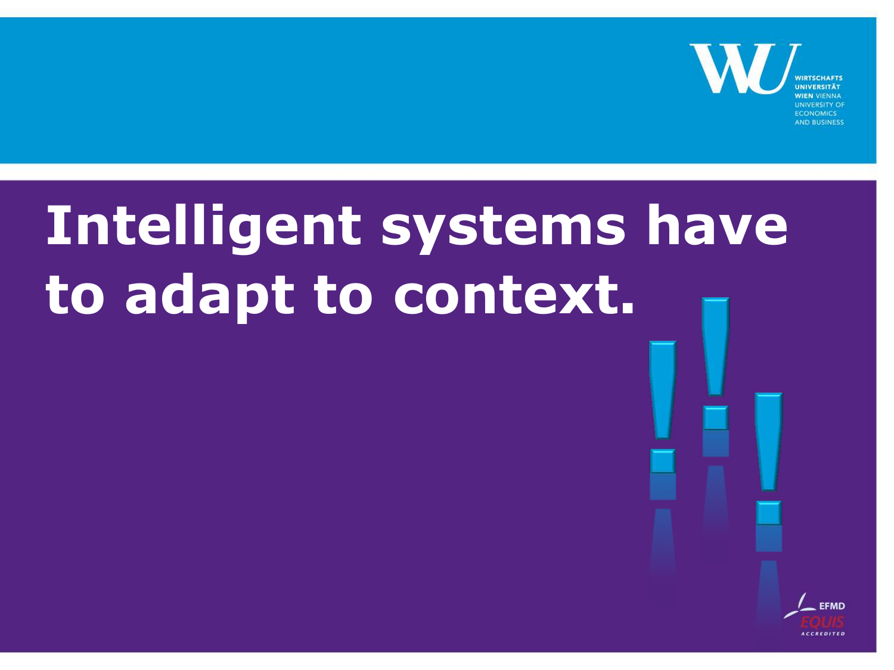# Intelligent systems have to adapt to context.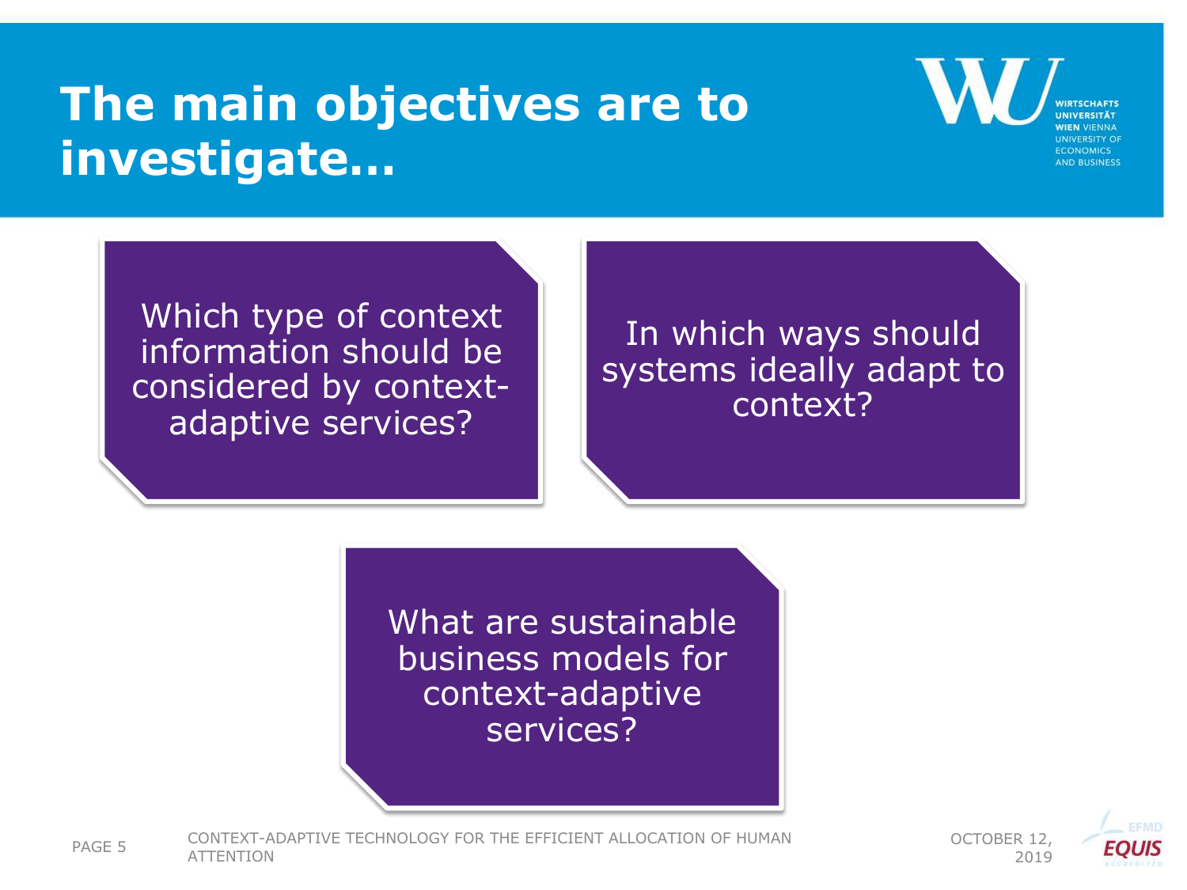# The main objectives are to investigate…

- Which type of context information should be considered by context-adaptive services?
- In which ways should systems ideally adapt to context?
- What are sustainable business models for context-adaptive services?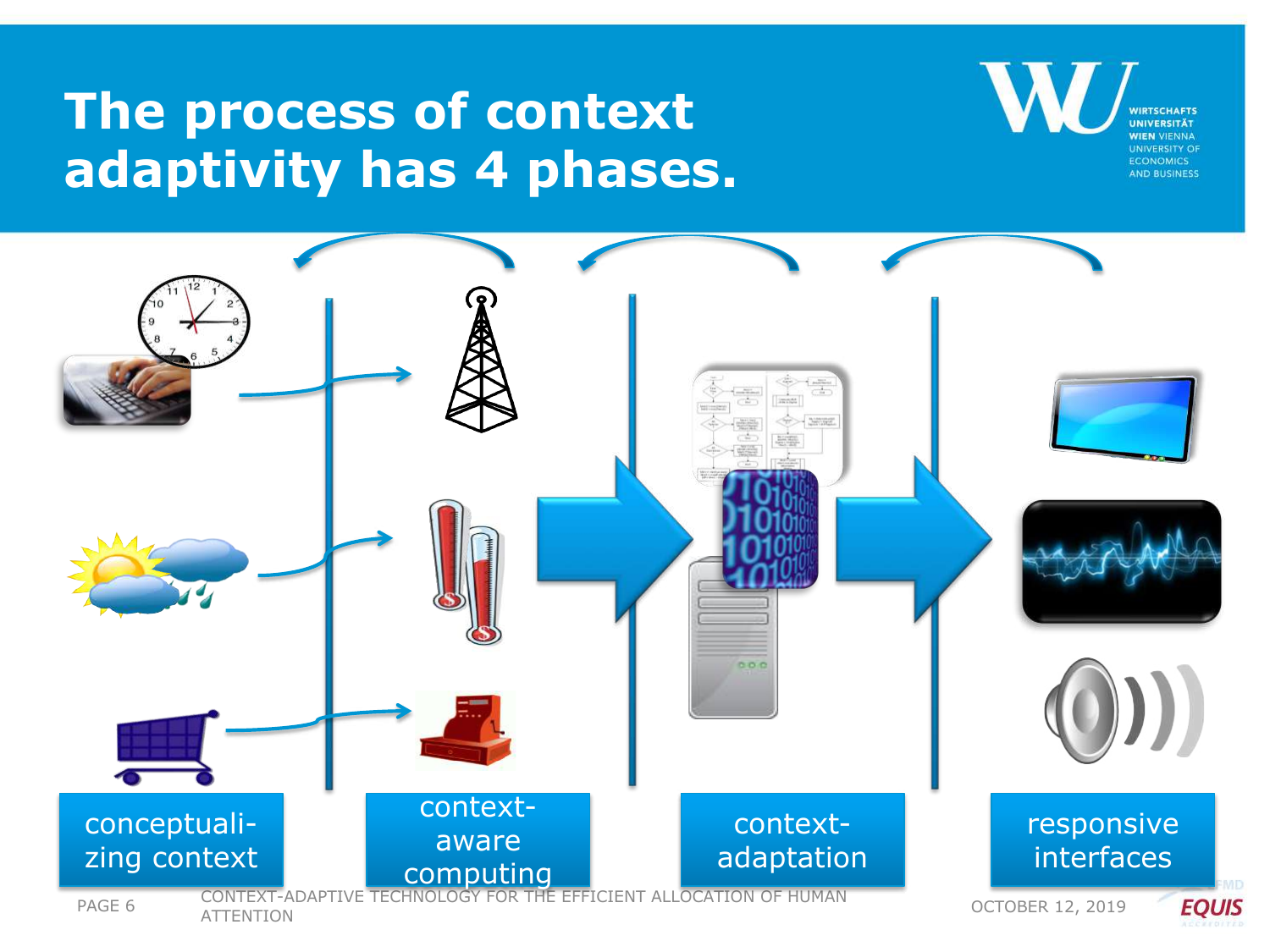# The process of context adaptivity has 4 phases.

conceptualizing context

context-aware computing

context-adaptation

responsive interfaces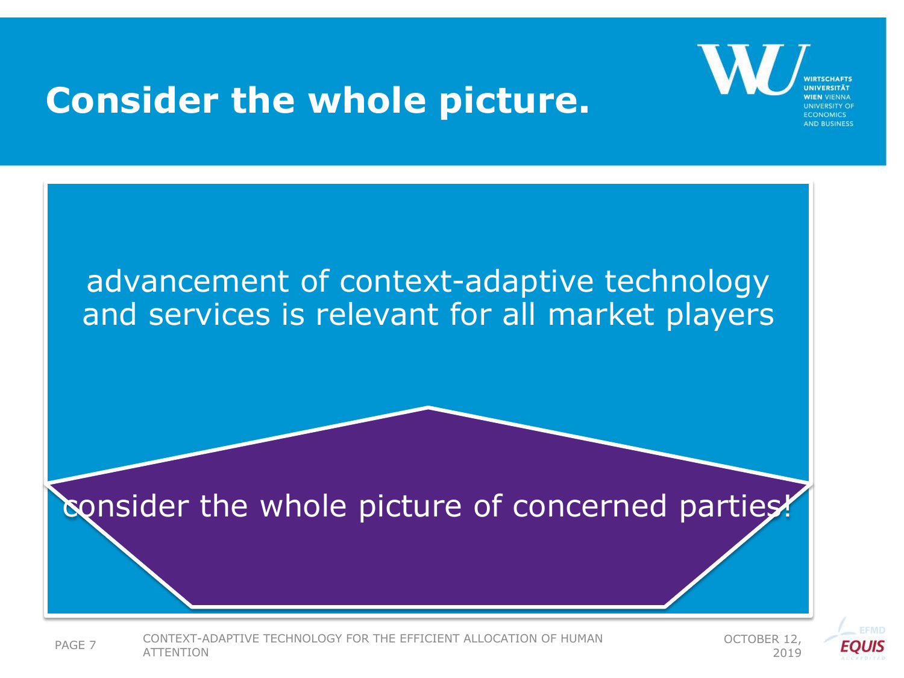# Consider the whole picture.

advancement of context-adaptive technology and services is relevant for all market players

consider the whole picture of concerned parties!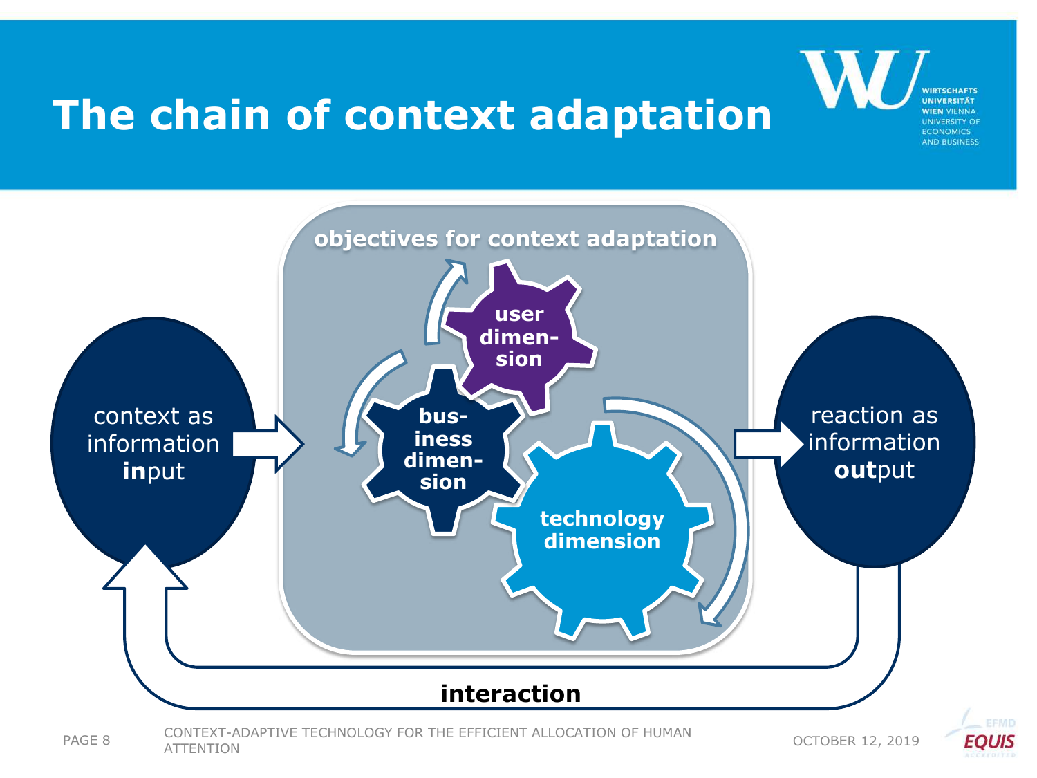# The chain of context adaptation

objectives for context adaptation

user dimension

business dimension

technology dimension

context as information **in**put

reaction as information **out**put

**interaction**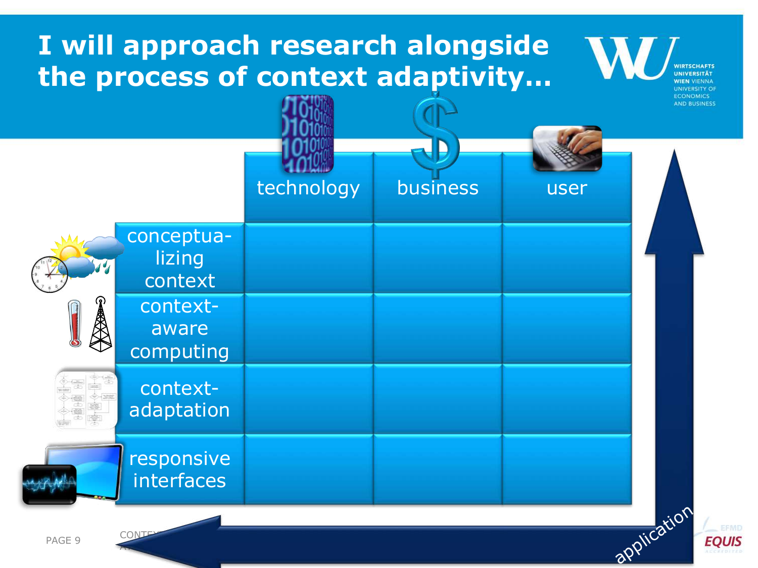# I will approach research alongside the process of context adaptivity…

| | technology | business | user |
| --- | --- | --- | --- |
| conceptua-lizing context | | | |
| context-aware computing | | | |
| context-adaptation | | | |
| responsive interfaces | | | |

application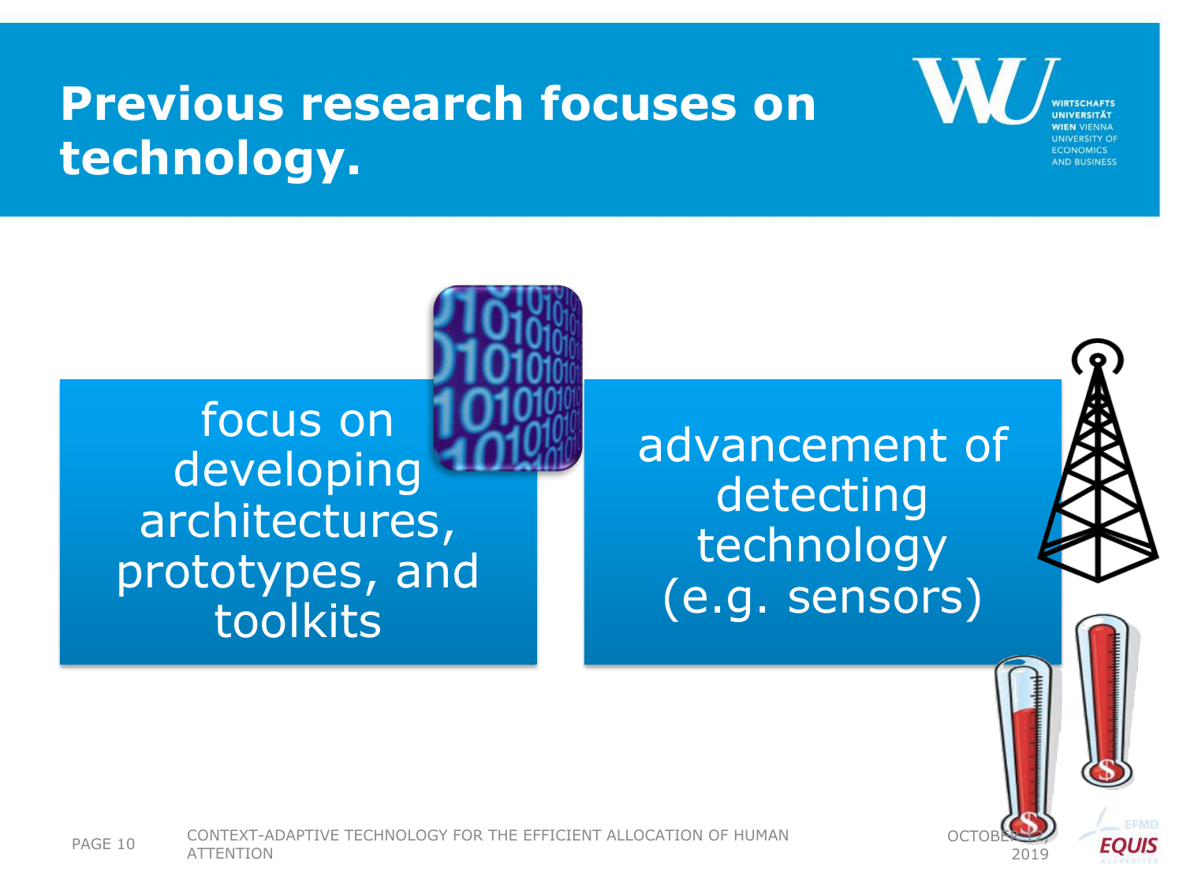# Previous research focuses on technology.

- focus on developing architectures, prototypes, and toolkits
- advancement of detecting technology (e.g. sensors)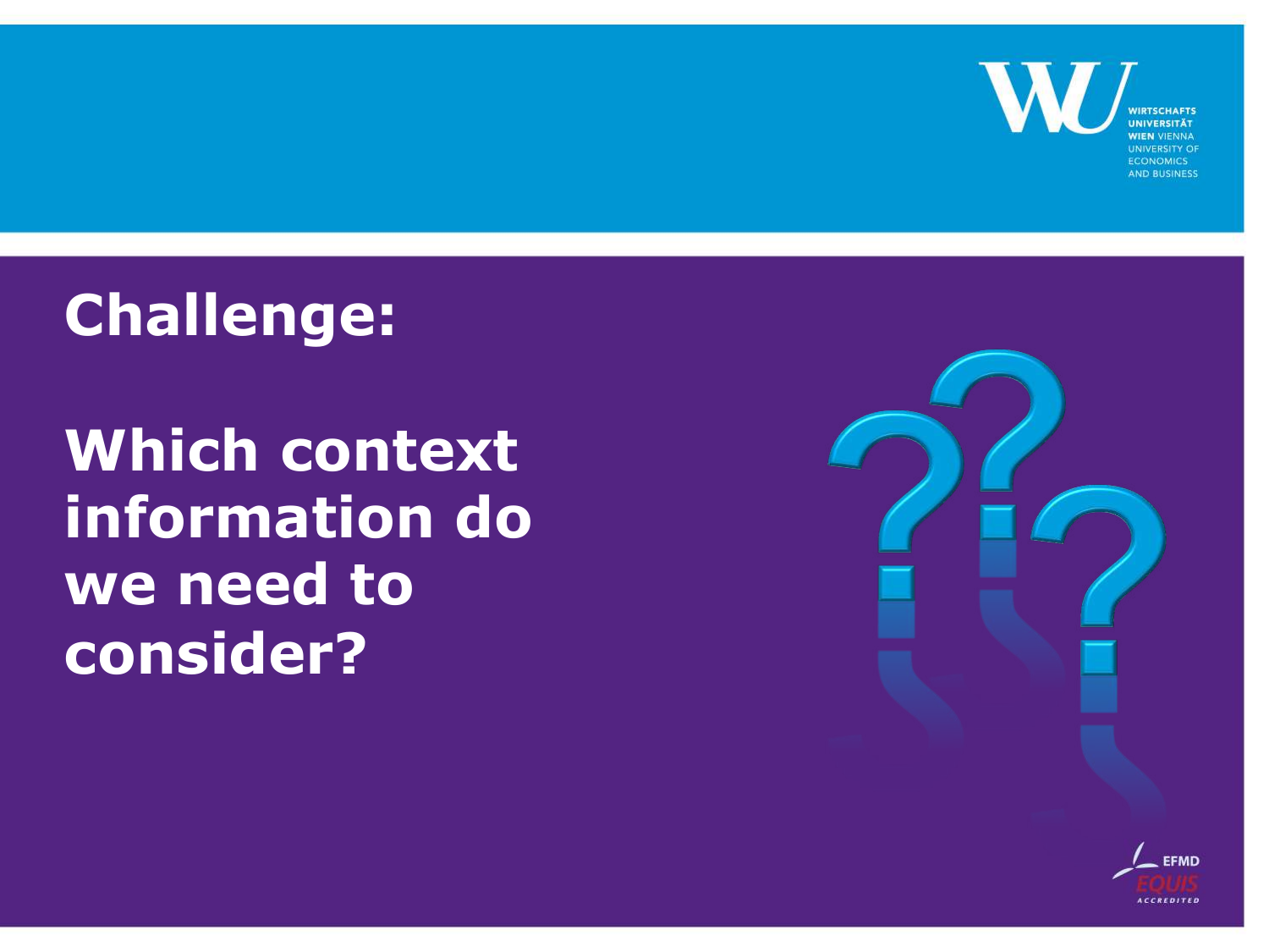# Challenge:

# Which context information do we need to consider?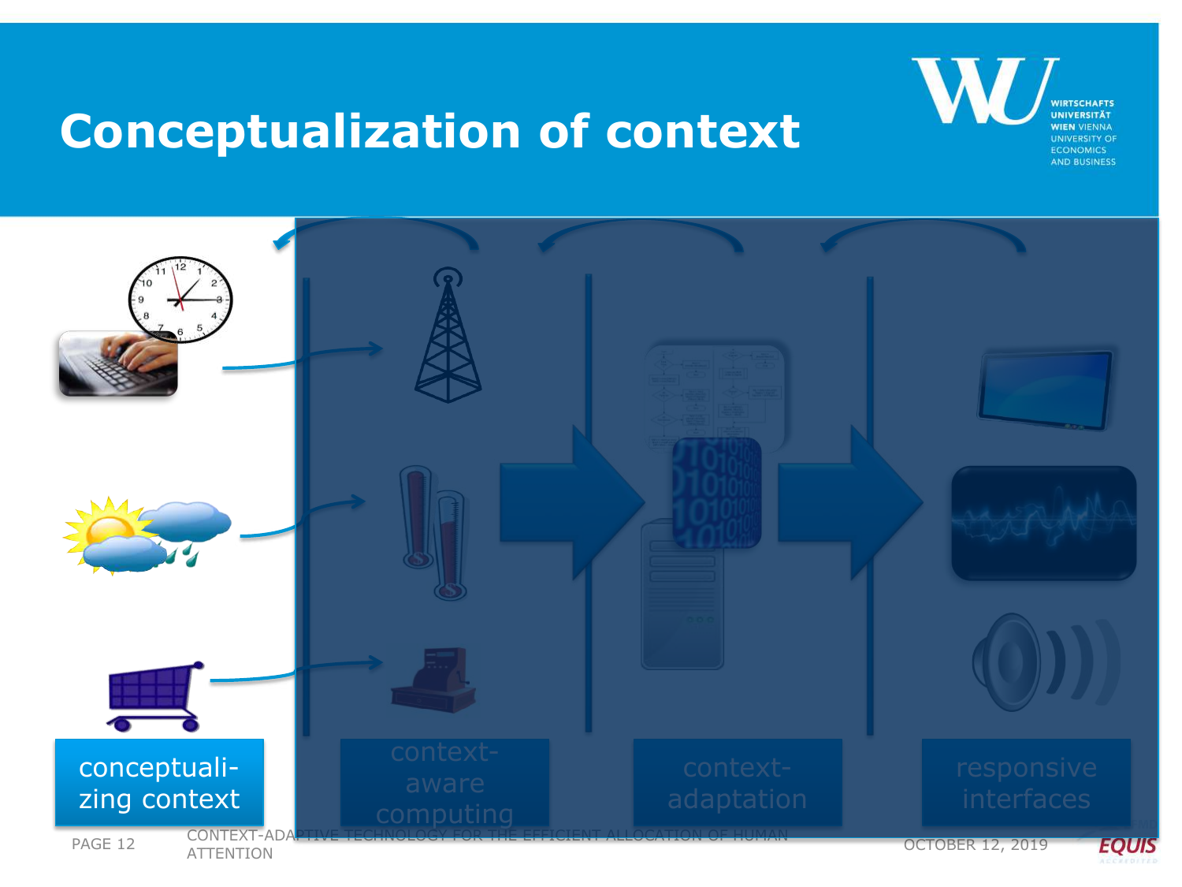# Conceptualization of context

conceptualizing context

context-aware computing

context-adaptation

responsive interfaces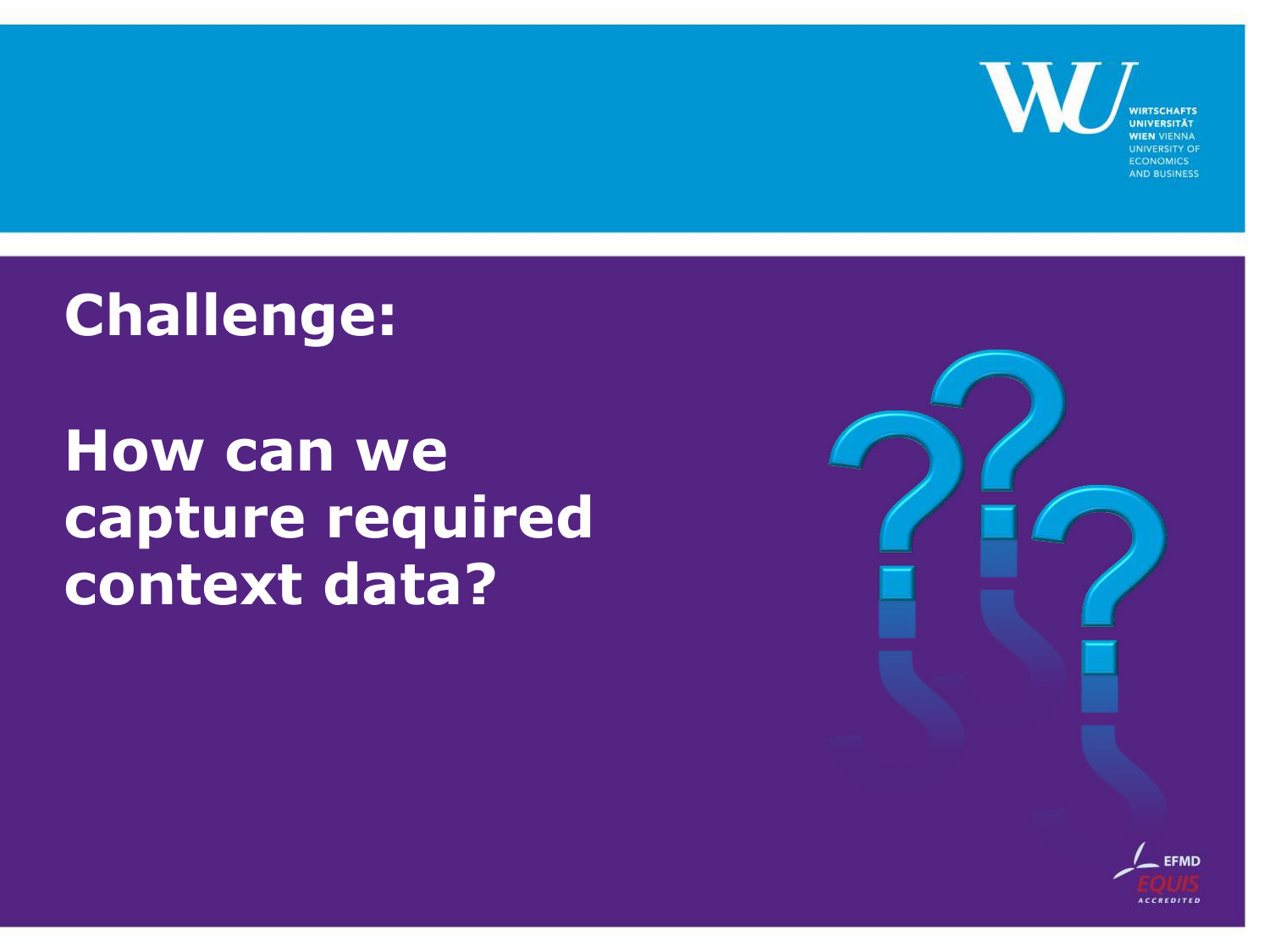# Challenge:

# How can we capture required context data?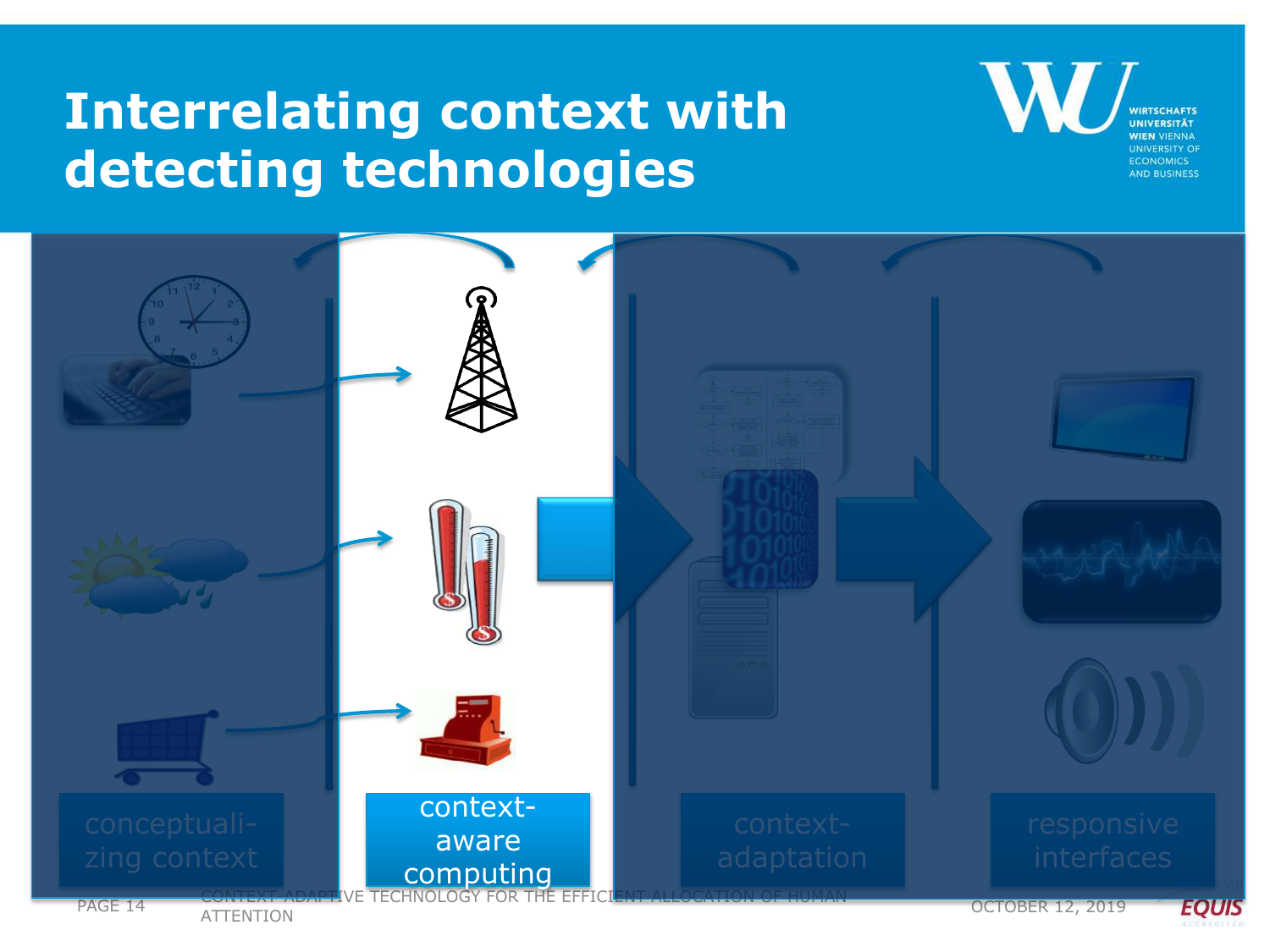# Interrelating context with detecting technologies

conceptuali-zing context

context-aware computing

context-adaptation

responsive interfaces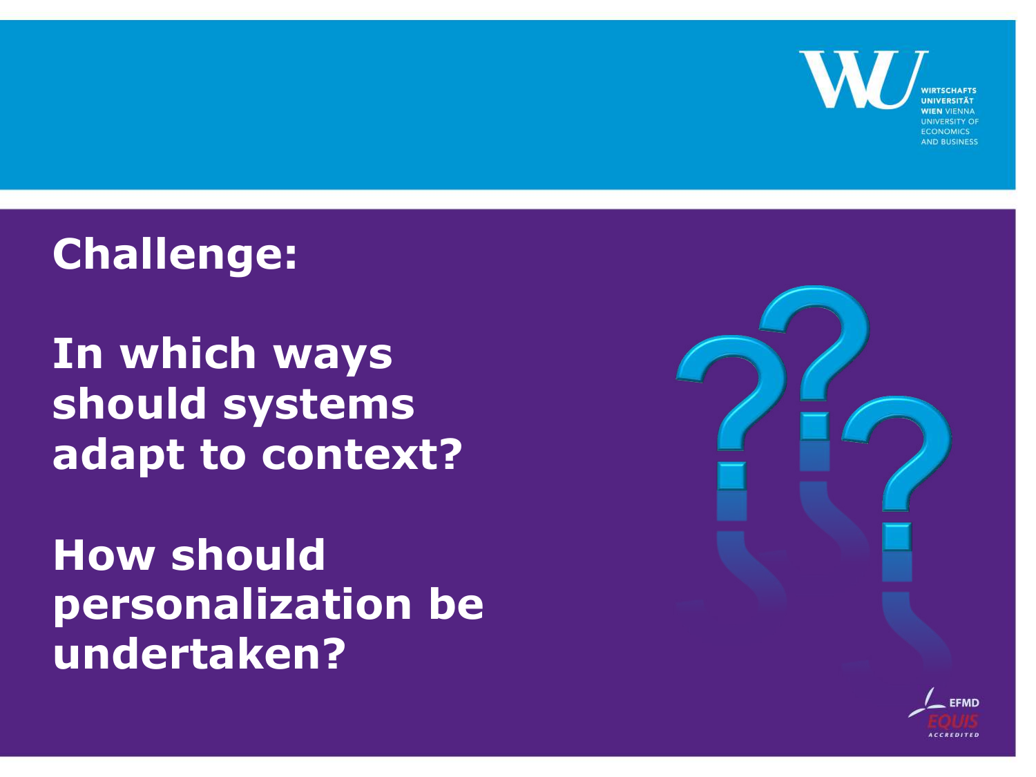**Challenge:**

**In which ways should systems adapt to context?**

**How should personalization be undertaken?**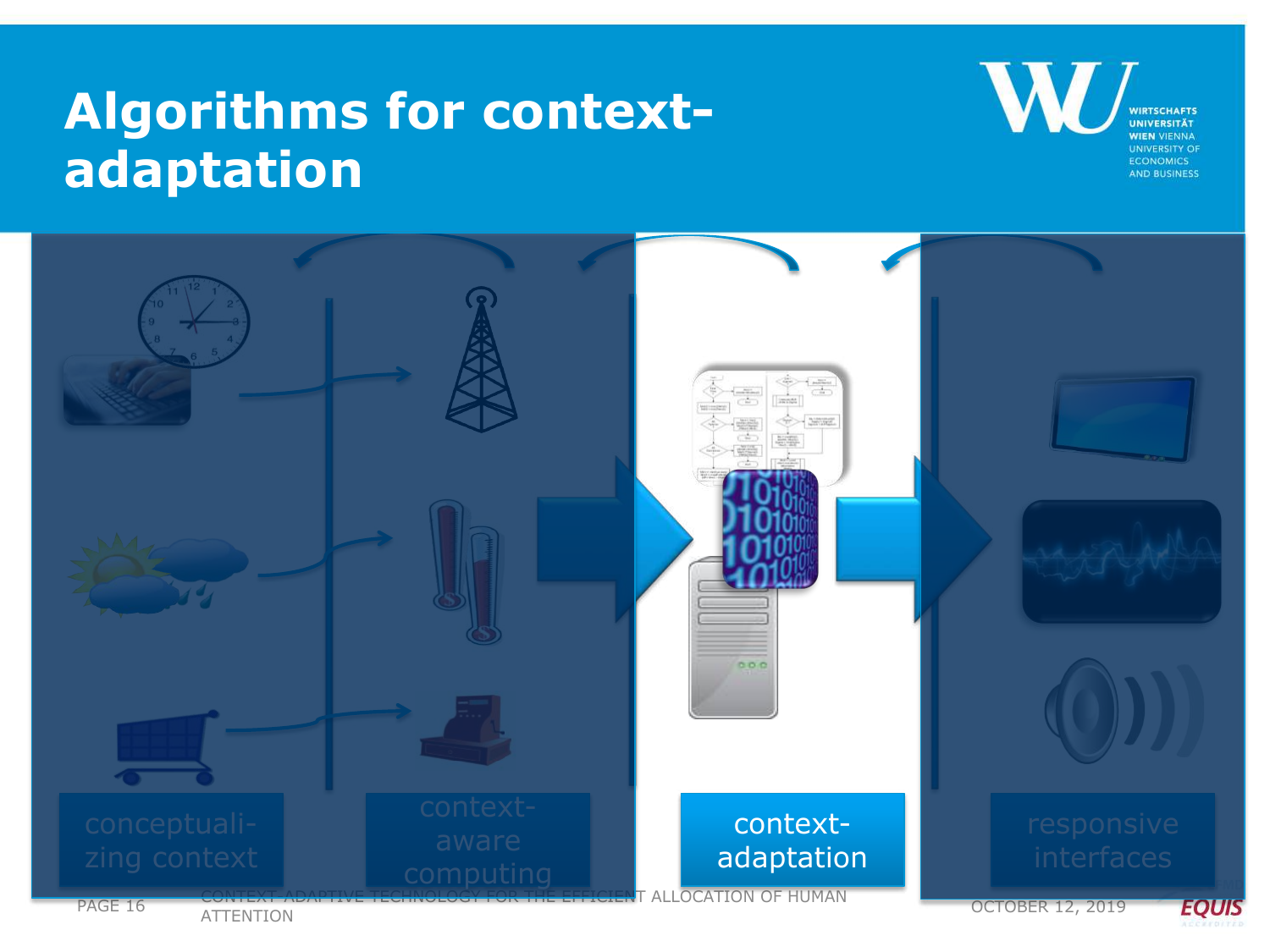# Algorithms for context-adaptation

conceptuali-zing context

context-aware computing

context-adaptation

responsive interfaces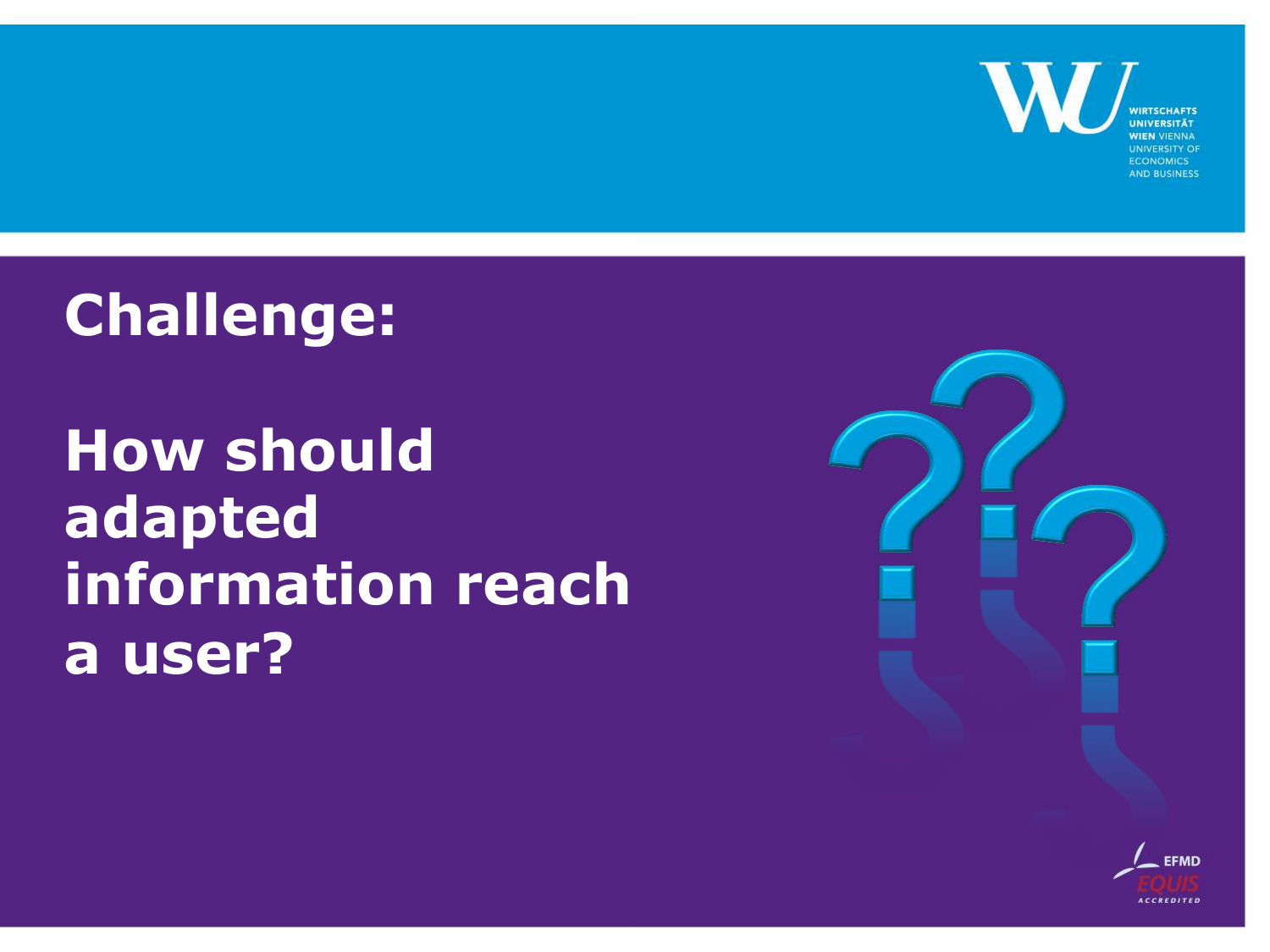# Challenge:

# How should adapted information reach a user?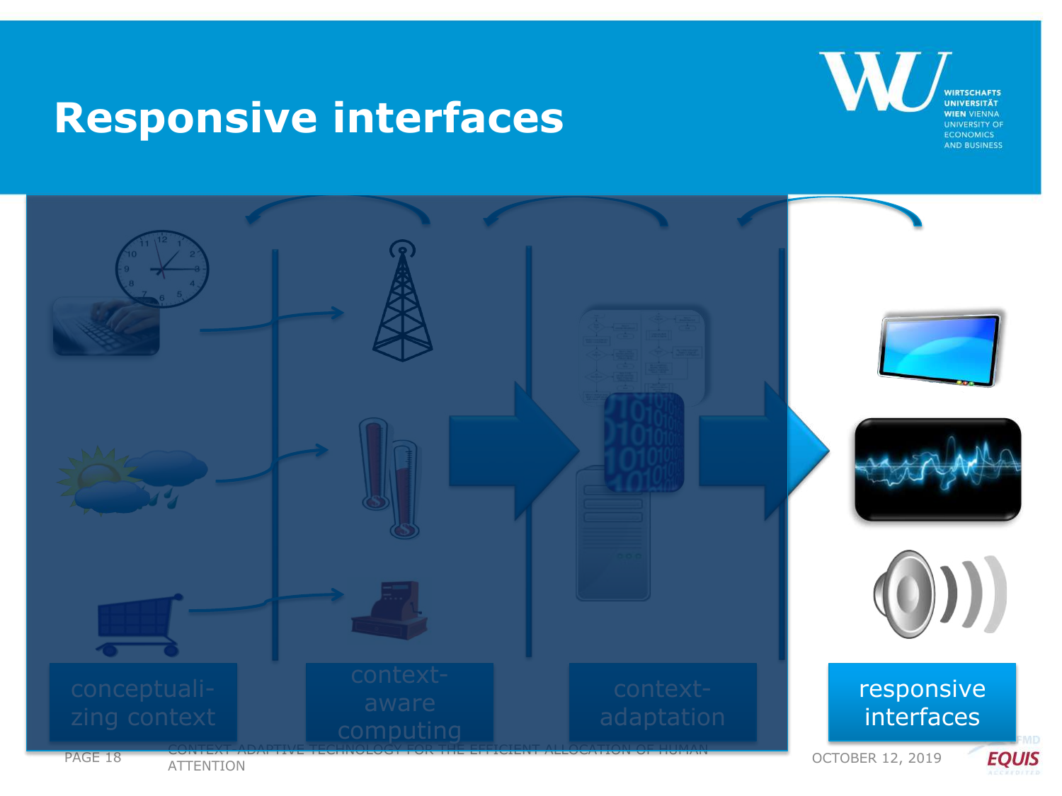# Responsive interfaces

conceptuali-zing context

context-aware computing

context-adaptation

responsive interfaces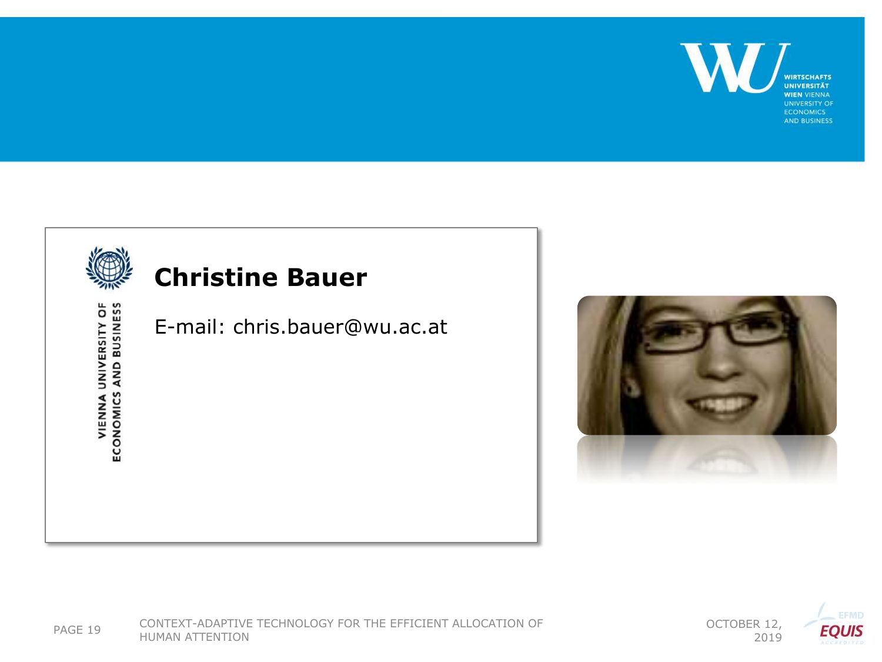**Christine Bauer**

E-mail: chris.bauer@wu.ac.at